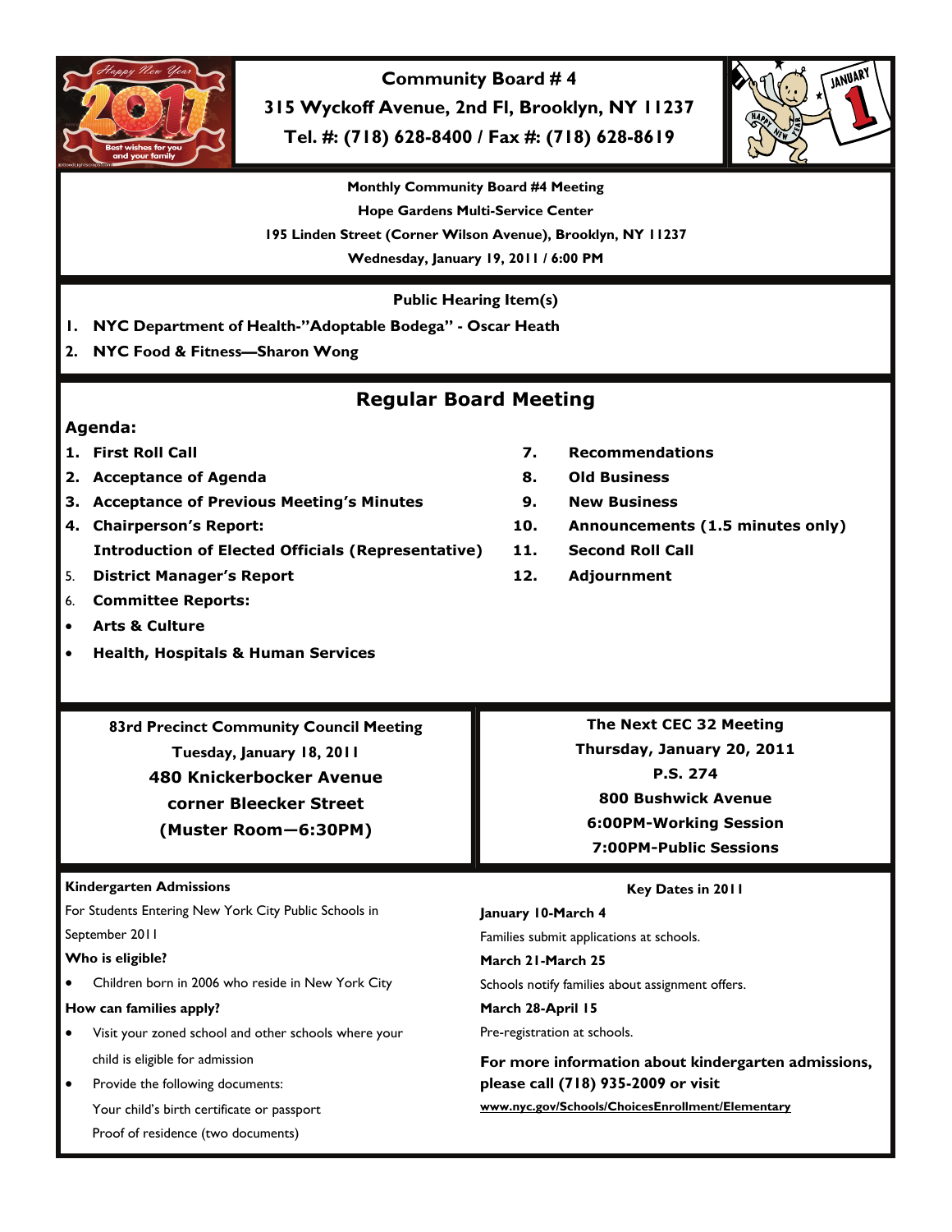# Community Board # 4

**315 Wyckoff Avenue, 2nd Fl, Brooklyn, NY 11237**

**Tel. #: (718) 628-8400 / Fax #: (718) 628-8619**

**Monthly Community Board #4 Meeting**
**Hope Gardens Multi-Service Center**
**195 Linden Street (Corner Wilson Avenue), Brooklyn, NY 11237**
**Wednesday, January 19, 2011 / 6:00 PM**

## Public Hearing Item(s)

1. **NYC Department of Health-"Adoptable Bodega" - Oscar Heath**
2. **NYC Food & Fitness—Sharon Wong**

## Regular Board Meeting

**Agenda:**

1. **First Roll Call**
2. **Acceptance of Agenda**
3. **Acceptance of Previous Meeting's Minutes**
4. **Chairperson's Report:**
   **Introduction of Elected Officials (Representative)**
5. **District Manager's Report**
6. **Committee Reports:**
   - **Arts & Culture**
   - **Health, Hospitals & Human Services**
7. **Recommendations**
8. **Old Business**
9. **New Business**
10. **Announcements (1.5 minutes only)**
11. **Second Roll Call**
12. **Adjournment**

**83rd Precinct Community Council Meeting**
**Tuesday, January 18, 2011**
**480 Knickerbocker Avenue**
**corner Bleecker Street**
**(Muster Room—6:30PM)**

**The Next CEC 32 Meeting**
**Thursday, January 20, 2011**
**P.S. 274**
**800 Bushwick Avenue**
**6:00PM-Working Session**
**7:00PM-Public Sessions**

**Kindergarten Admissions**

For Students Entering New York City Public Schools in September 2011

**Who is eligible?**

- Children born in 2006 who reside in New York City

**How can families apply?**

- Visit your zoned school and other schools where your child is eligible for admission
- Provide the following documents:
  Your child's birth certificate or passport
  Proof of residence (two documents)

**Key Dates in 2011**

**January 10-March 4**
Families submit applications at schools.

**March 21-March 25**
Schools notify families about assignment offers.

**March 28-April 15**
Pre-registration at schools.

**For more information about kindergarten admissions, please call (718) 935-2009 or visit**
**www.nyc.gov/Schools/ChoicesEnrollment/Elementary**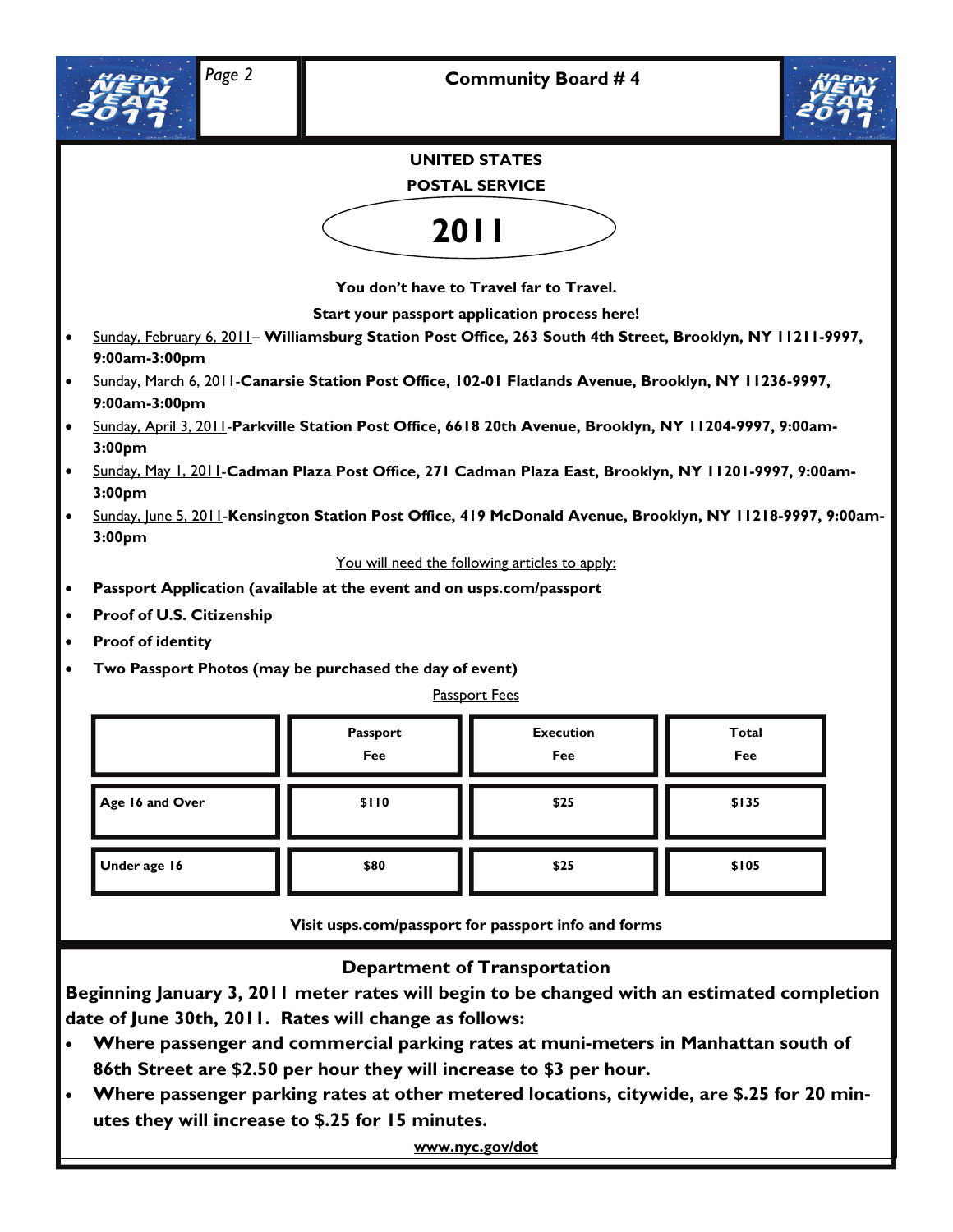## Community Board # 4

### UNITED STATES POSTAL SERVICE

# 2011

**You don't have to Travel far to Travel.**

**Start your passport application process here!**

- Sunday, February 6, 2011– **Williamsburg Station Post Office, 263 South 4th Street, Brooklyn, NY 11211-9997, 9:00am-3:00pm**
- Sunday, March 6, 2011-**Canarsie Station Post Office, 102-01 Flatlands Avenue, Brooklyn, NY 11236-9997, 9:00am-3:00pm**
- Sunday, April 3, 2011-**Parkville Station Post Office, 6618 20th Avenue, Brooklyn, NY 11204-9997, 9:00am-3:00pm**
- Sunday, May 1, 2011-**Cadman Plaza Post Office, 271 Cadman Plaza East, Brooklyn, NY 11201-9997, 9:00am-3:00pm**
- Sunday, June 5, 2011-**Kensington Station Post Office, 419 McDonald Avenue, Brooklyn, NY 11218-9997, 9:00am-3:00pm**

You will need the following articles to apply:

- **Passport Application (available at the event and on usps.com/passport**
- **Proof of U.S. Citizenship**
- **Proof of identity**
- **Two Passport Photos (may be purchased the day of event)**

Passport Fees

| | Passport Fee | Execution Fee | Total Fee |
|---|---|---|---|
| Age 16 and Over | $110 | $25 | $135 |
| Under age 16 | $80 | $25 | $105 |

**Visit usps.com/passport for passport info and forms**

### Department of Transportation

**Beginning January 3, 2011 meter rates will begin to be changed with an estimated completion date of June 30th, 2011. Rates will change as follows:**

- **Where passenger and commercial parking rates at muni-meters in Manhattan south of 86th Street are $2.50 per hour they will increase to $3 per hour.**
- **Where passenger parking rates at other metered locations, citywide, are $.25 for 20 minutes they will increase to $.25 for 15 minutes.**

**www.nyc.gov/dot**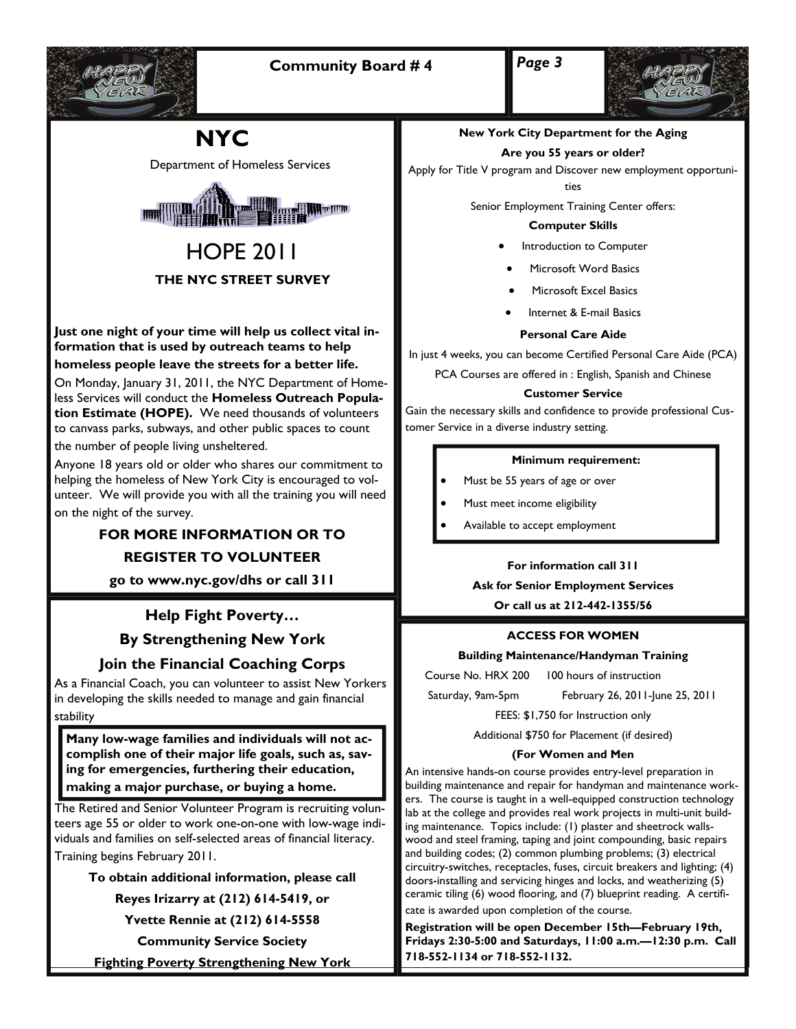# NYC

Department of Homeless Services

## HOPE 2011

### THE NYC STREET SURVEY

**Just one night of your time will help us collect vital information that is used by outreach teams to help homeless people leave the streets for a better life.**

On Monday, January 31, 2011, the NYC Department of Homeless Services will conduct the **Homeless Outreach Population Estimate (HOPE).** We need thousands of volunteers to canvass parks, subways, and other public spaces to count the number of people living unsheltered.

Anyone 18 years old or older who shares our commitment to helping the homeless of New York City is encouraged to volunteer. We will provide you with all the training you will need on the night of the survey.

**FOR MORE INFORMATION OR TO REGISTER TO VOLUNTEER**

**go to www.nyc.gov/dhs or call 311**

## Help Fight Poverty… By Strengthening New York

### Join the Financial Coaching Corps

As a Financial Coach, you can volunteer to assist New Yorkers in developing the skills needed to manage and gain financial stability

**Many low-wage families and individuals will not accomplish one of their major life goals, such as, saving for emergencies, furthering their education, making a major purchase, or buying a home.**

The Retired and Senior Volunteer Program is recruiting volunteers age 55 or older to work one-on-one with low-wage individuals and families on self-selected areas of financial literacy. Training begins February 2011.

**To obtain additional information, please call**

**Reyes Irizarry at (212) 614-5419, or**

**Yvette Rennie at (212) 614-5558**

**Community Service Society**

**Fighting Poverty Strengthening New York**

### New York City Department for the Aging

**Are you 55 years or older?**

Apply for Title V program and Discover new employment opportunities

Senior Employment Training Center offers:

**Computer Skills**

- Introduction to Computer
- Microsoft Word Basics
- Microsoft Excel Basics
- Internet & E-mail Basics

**Personal Care Aide**

In just 4 weeks, you can become Certified Personal Care Aide (PCA)

PCA Courses are offered in : English, Spanish and Chinese

**Customer Service**

Gain the necessary skills and confidence to provide professional Customer Service in a diverse industry setting.

**Minimum requirement:**

- Must be 55 years of age or over
- Must meet income eligibility
- Available to accept employment

**For information call 311**

**Ask for Senior Employment Services**

**Or call us at 212-442-1355/56**

### ACCESS FOR WOMEN

**Building Maintenance/Handyman Training**

Course No. HRX 200 100 hours of instruction

Saturday, 9am-5pm February 26, 2011-June 25, 2011

FEES: $1,750 for Instruction only

Additional $750 for Placement (if desired)

**(For Women and Men**

An intensive hands-on course provides entry-level preparation in building maintenance and repair for handyman and maintenance workers. The course is taught in a well-equipped construction technology lab at the college and provides real work projects in multi-unit building maintenance. Topics include: (1) plaster and sheetrock walls-wood and steel framing, taping and joint compounding, basic repairs and building codes; (2) common plumbing problems; (3) electrical circuitry-switches, receptacles, fuses, circuit breakers and lighting; (4) doors-installing and servicing hinges and locks, and weatherizing (5) ceramic tiling (6) wood flooring, and (7) blueprint reading. A certificate is awarded upon completion of the course.

**Registration will be open December 15th—February 19th, Fridays 2:30-5:00 and Saturdays, 11:00 a.m.—12:30 p.m. Call 718-552-1134 or 718-552-1132.**